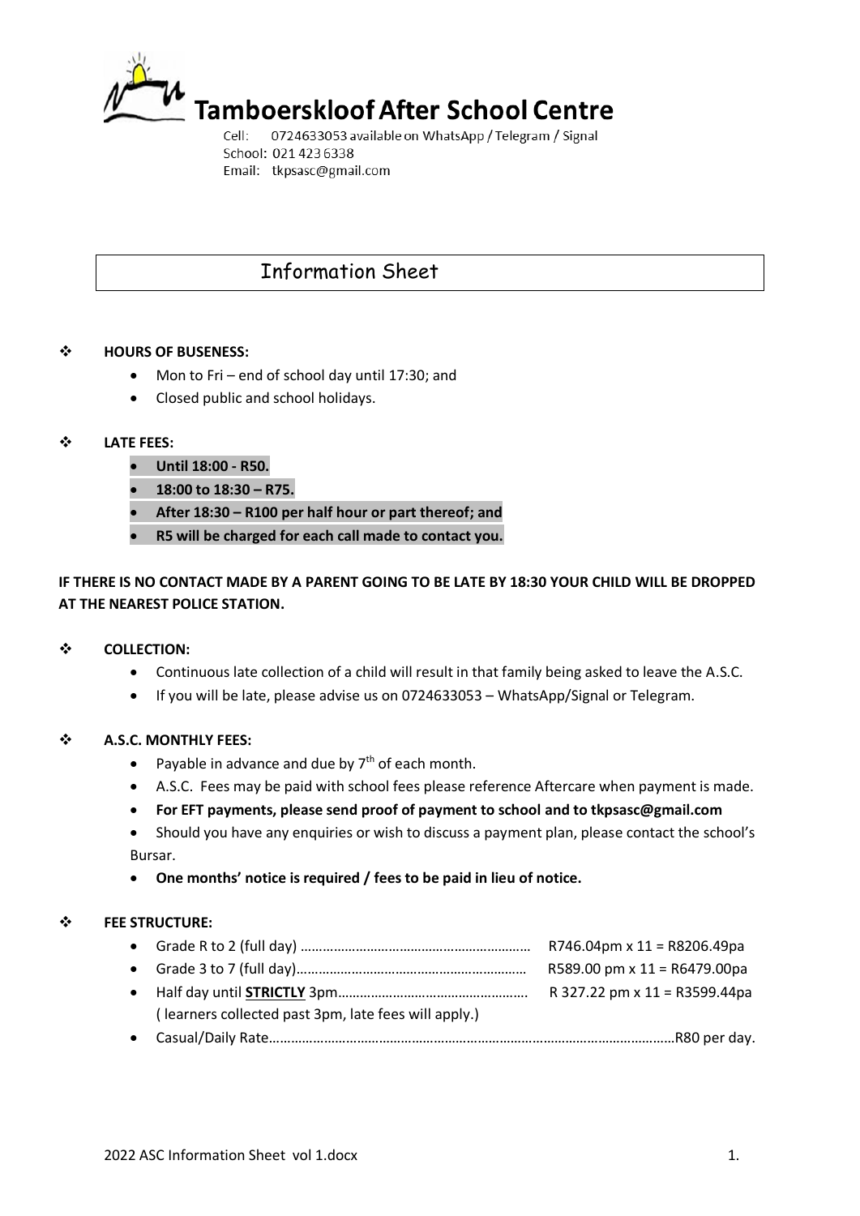# Tamboerskloof After School Centre

Cell: 0724633053 available on WhatsApp / Telegram / Signal
School: 021 423 6338
Email: tkpsasc@gmail.com

## Information Sheet

- **HOURS OF BUSENESS:**
  - Mon to Fri – end of school day until 17:30; and
  - Closed public and school holidays.

- **LATE FEES:**
  - **Until 18:00 - R50.**
  - **18:00 to 18:30 – R75.**
  - **After 18:30 – R100 per half hour or part thereof; and**
  - **R5 will be charged for each call made to contact you.**

**IF THERE IS NO CONTACT MADE BY A PARENT GOING TO BE LATE BY 18:30 YOUR CHILD WILL BE DROPPED AT THE NEAREST POLICE STATION.**

- **COLLECTION:**
  - Continuous late collection of a child will result in that family being asked to leave the A.S.C.
  - If you will be late, please advise us on 0724633053 – WhatsApp/Signal or Telegram.

- **A.S.C. MONTHLY FEES:**
  - Payable in advance and due by 7th of each month.
  - A.S.C. Fees may be paid with school fees please reference Aftercare when payment is made.
  - **For EFT payments, please send proof of payment to school and to tkpsasc@gmail.com**
  - Should you have any enquiries or wish to discuss a payment plan, please contact the school's Bursar.
  - **One months' notice is required / fees to be paid in lieu of notice.**

- **FEE STRUCTURE:**
  - Grade R to 2 (full day) ……………………………………………………… R746.04pm x 11 = R8206.49pa
  - Grade 3 to 7 (full day)……………………………………………………… R589.00 pm x 11 = R6479.00pa
  - Half day until **STRICTLY** 3pm…………………………………………… R 327.22 pm x 11 = R3599.44pa
    ( learners collected past 3pm, late fees will apply.)
  - Casual/Daily Rate………………………………………………………………………………………………R80 per day.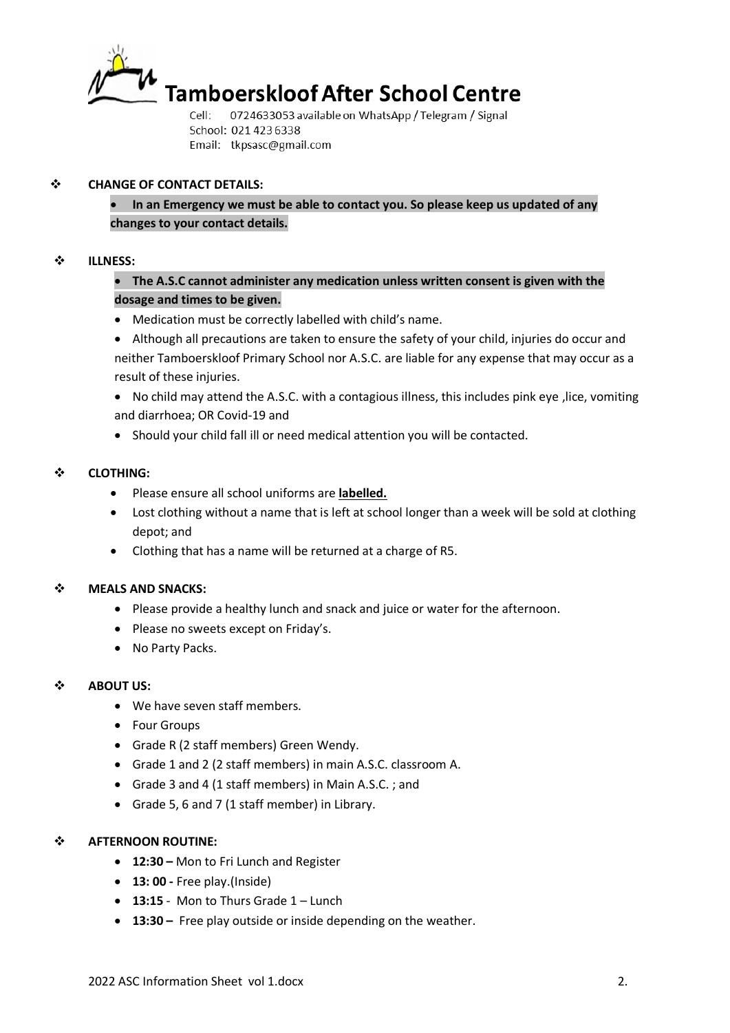# Tamboerskloof After School Centre

Cell: 0724633053 available on WhatsApp / Telegram / Signal
School: 021 423 6338
Email: tkpsasc@gmail.com

## CHANGE OF CONTACT DETAILS:

- **In an Emergency we must be able to contact you. So please keep us updated of any changes to your contact details.**

## ILLNESS:

- **The A.S.C cannot administer any medication unless written consent is given with the dosage and times to be given.**
- Medication must be correctly labelled with child's name.
- Although all precautions are taken to ensure the safety of your child, injuries do occur and neither Tamboerskloof Primary School nor A.S.C. are liable for any expense that may occur as a result of these injuries.
- No child may attend the A.S.C. with a contagious illness, this includes pink eye ,lice, vomiting and diarrhoea; OR Covid-19 and
- Should your child fall ill or need medical attention you will be contacted.

## CLOTHING:

- Please ensure all school uniforms are **labelled.**
- Lost clothing without a name that is left at school longer than a week will be sold at clothing depot; and
- Clothing that has a name will be returned at a charge of R5.

## MEALS AND SNACKS:

- Please provide a healthy lunch and snack and juice or water for the afternoon.
- Please no sweets except on Friday's.
- No Party Packs.

## ABOUT US:

- We have seven staff members.
- Four Groups
- Grade R (2 staff members) Green Wendy.
- Grade 1 and 2 (2 staff members) in main A.S.C. classroom A.
- Grade 3 and 4 (1 staff members) in Main A.S.C. ; and
- Grade 5, 6 and 7 (1 staff member) in Library.

## AFTERNOON ROUTINE:

- **12:30 –** Mon to Fri Lunch and Register
- **13: 00 -** Free play.(Inside)
- **13:15** - Mon to Thurs Grade 1 – Lunch
- **13:30 –** Free play outside or inside depending on the weather.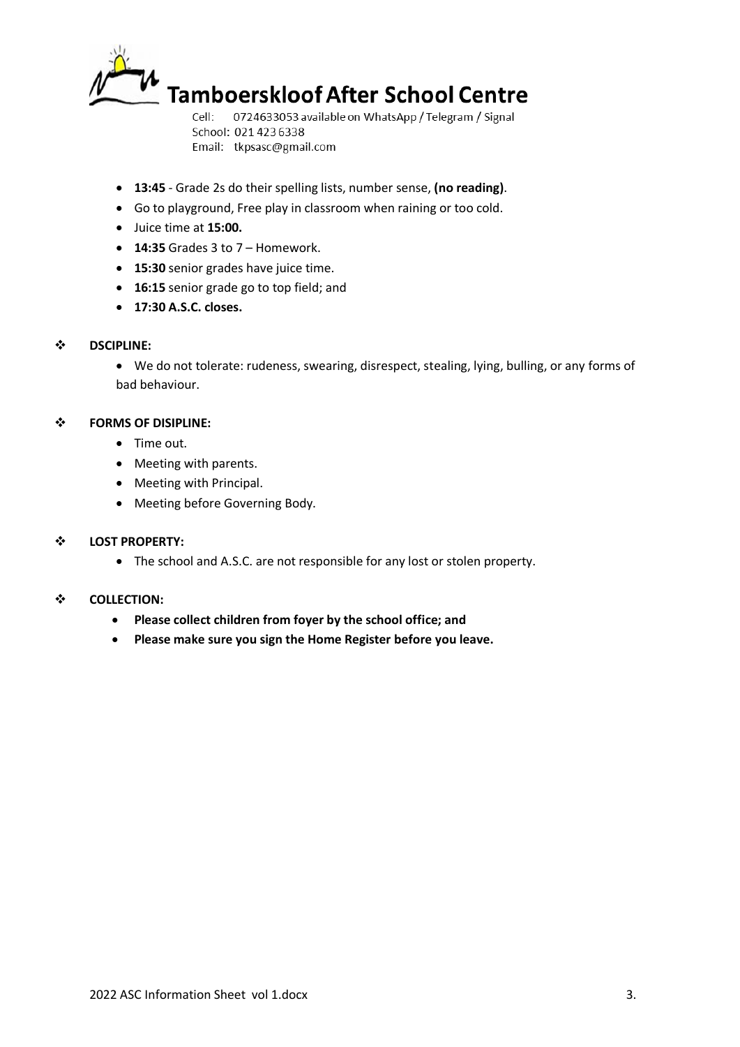# Tamboerskloof After School Centre

Cell: 0724633053 available on WhatsApp / Telegram / Signal
School: 021 423 6338
Email: tkpsasc@gmail.com

- **13:45** - Grade 2s do their spelling lists, number sense, **(no reading)**.
- Go to playground, Free play in classroom when raining or too cold.
- Juice time at **15:00.**
- **14:35** Grades 3 to 7 – Homework.
- **15:30** senior grades have juice time.
- **16:15** senior grade go to top field; and
- **17:30 A.S.C. closes.**

## ❖ DSCIPLINE:

- We do not tolerate: rudeness, swearing, disrespect, stealing, lying, bulling, or any forms of bad behaviour.

## ❖ FORMS OF DISIPLINE:

- Time out.
- Meeting with parents.
- Meeting with Principal.
- Meeting before Governing Body.

## ❖ LOST PROPERTY:

- The school and A.S.C. are not responsible for any lost or stolen property.

## ❖ COLLECTION:

- **Please collect children from foyer by the school office; and**
- **Please make sure you sign the Home Register before you leave.**